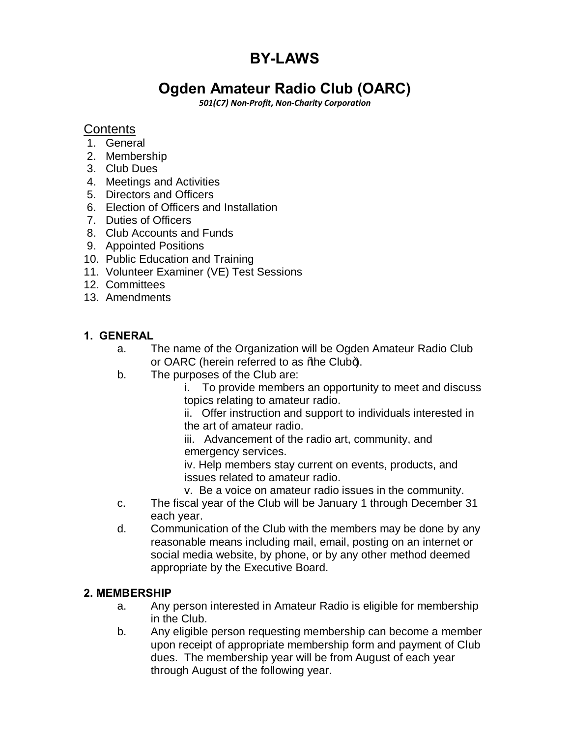# BY-LAWS

## Ogden Amateur Radio Club (OARC)

***501(C7) Non-Profit, Non-Charity Corporation***

### Contents

1. General
2. Membership
3. Club Dues
4. Meetings and Activities
5. Directors and Officers
6. Election of Officers and Installation
7. Duties of Officers
8. Club Accounts and Funds
9. Appointed Positions
10. Public Education and Training
11. Volunteer Examiner (VE) Test Sessions
12. Committees
13. Amendments

### 1. GENERAL

a. The name of the Organization will be Ogden Amateur Radio Club or OARC (herein referred to as "the Club").

b. The purposes of the Club are:

   i. To provide members an opportunity to meet and discuss topics relating to amateur radio.

   ii. Offer instruction and support to individuals interested in the art of amateur radio.

   iii. Advancement of the radio art, community, and emergency services.

   iv. Help members stay current on events, products, and issues related to amateur radio.

   v. Be a voice on amateur radio issues in the community.

c. The fiscal year of the Club will be January 1 through December 31 each year.

d. Communication of the Club with the members may be done by any reasonable means including mail, email, posting on an internet or social media website, by phone, or by any other method deemed appropriate by the Executive Board.

### 2. MEMBERSHIP

a. Any person interested in Amateur Radio is eligible for membership in the Club.

b. Any eligible person requesting membership can become a member upon receipt of appropriate membership form and payment of Club dues. The membership year will be from August of each year through August of the following year.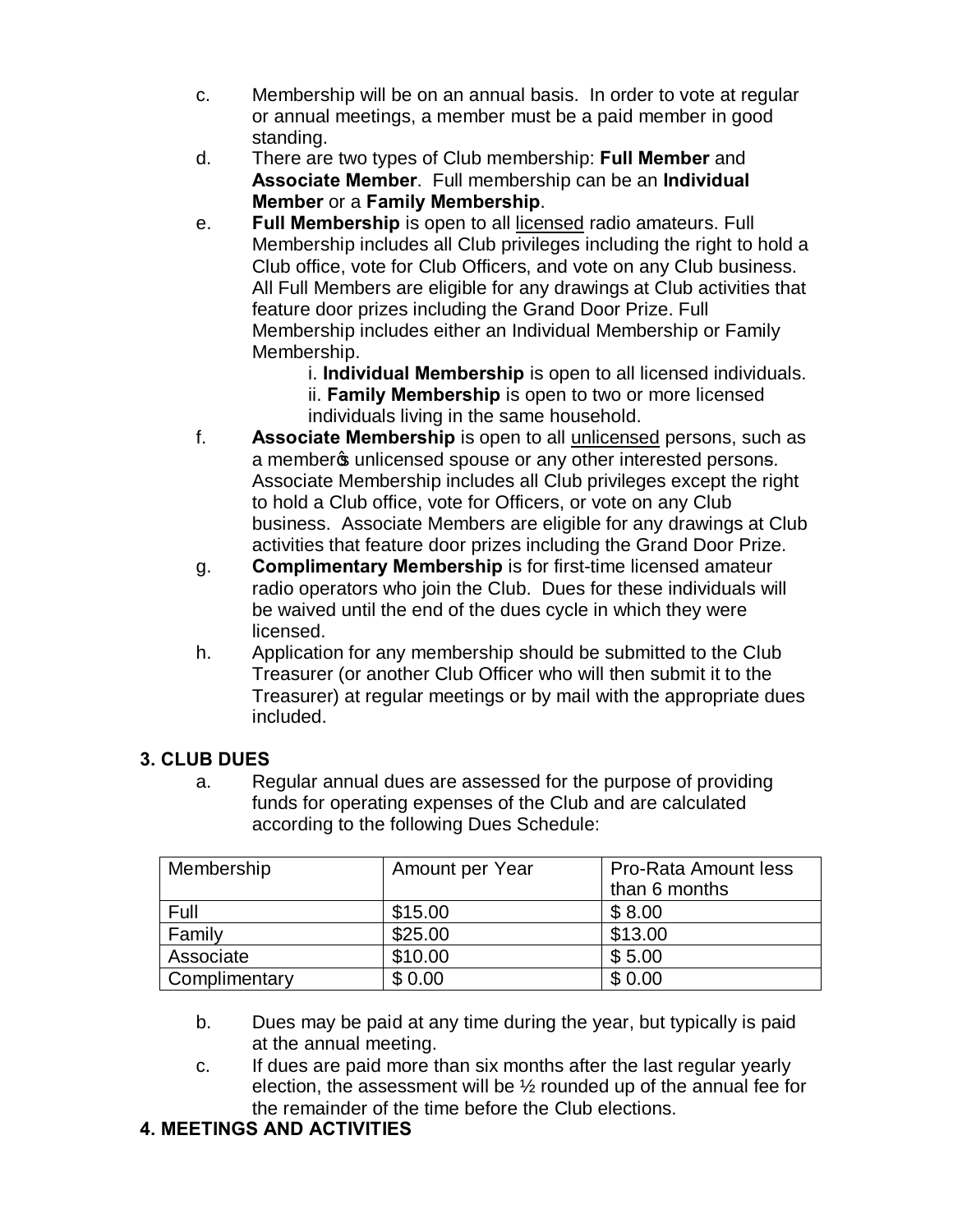c. Membership will be on an annual basis. In order to vote at regular or annual meetings, a member must be a paid member in good standing.

d. There are two types of Club membership: **Full Member** and **Associate Member**. Full membership can be an **Individual Member** or a **Family Membership**.

e. **Full Membership** is open to all licensed radio amateurs. Full Membership includes all Club privileges including the right to hold a Club office, vote for Club Officers, and vote on any Club business. All Full Members are eligible for any drawings at Club activities that feature door prizes including the Grand Door Prize. Full Membership includes either an Individual Membership or Family Membership.

   i. **Individual Membership** is open to all licensed individuals.
   
   ii. **Family Membership** is open to two or more licensed individuals living in the same household.

f. **Associate Membership** is open to all unlicensed persons, such as a member's unlicensed spouse or any other interested persons. Associate Membership includes all Club privileges except the right to hold a Club office, vote for Officers, or vote on any Club business. Associate Members are eligible for any drawings at Club activities that feature door prizes including the Grand Door Prize.

g. **Complimentary Membership** is for first-time licensed amateur radio operators who join the Club. Dues for these individuals will be waived until the end of the dues cycle in which they were licensed.

h. Application for any membership should be submitted to the Club Treasurer (or another Club Officer who will then submit it to the Treasurer) at regular meetings or by mail with the appropriate dues included.

### 3. CLUB DUES

a. Regular annual dues are assessed for the purpose of providing funds for operating expenses of the Club and are calculated according to the following Dues Schedule:

| Membership | Amount per Year | Pro-Rata Amount less than 6 months |
|---|---|---|
| Full | $15.00 | $ 8.00 |
| Family | $25.00 | $13.00 |
| Associate | $10.00 | $ 5.00 |
| Complimentary | $ 0.00 | $ 0.00 |

b. Dues may be paid at any time during the year, but typically is paid at the annual meeting.

c. If dues are paid more than six months after the last regular yearly election, the assessment will be ½ rounded up of the annual fee for the remainder of the time before the Club elections.

### 4. MEETINGS AND ACTIVITIES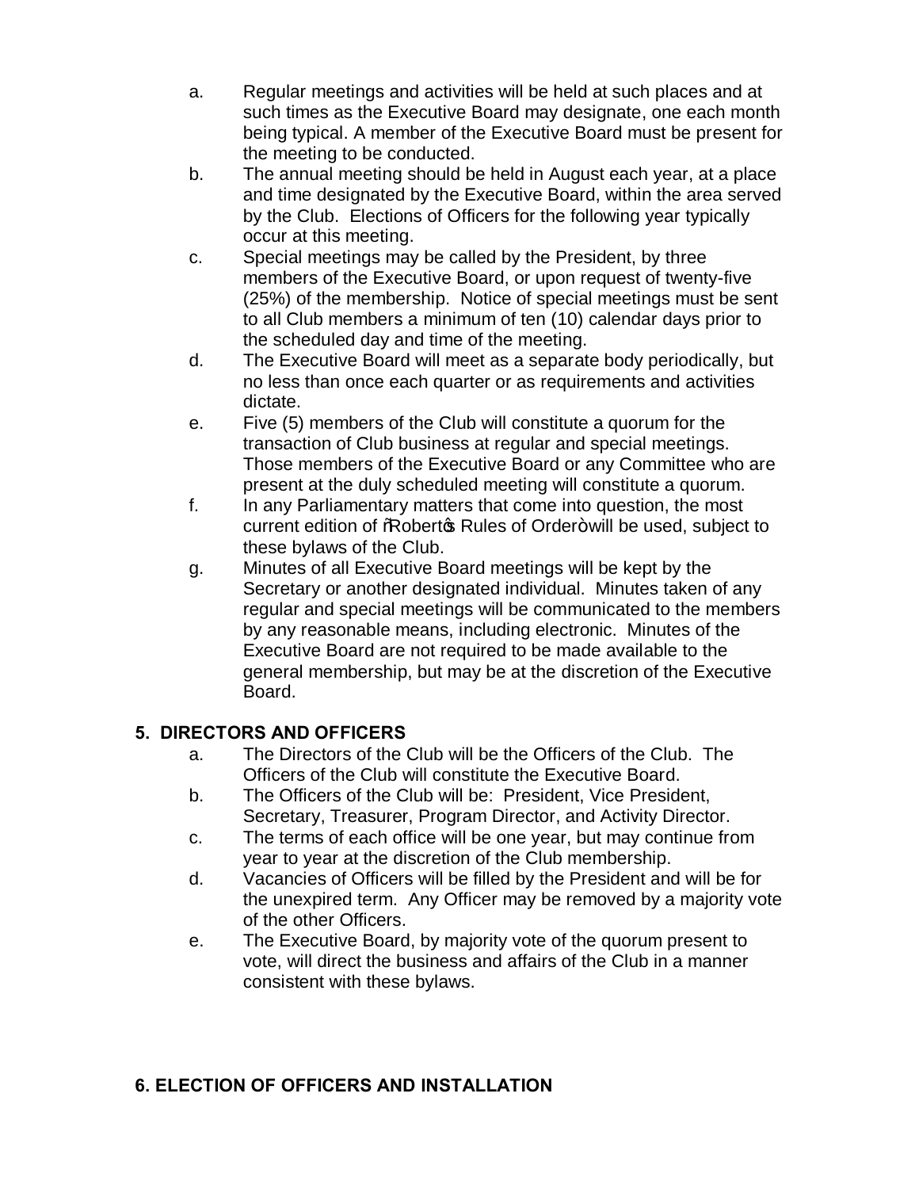a. Regular meetings and activities will be held at such places and at such times as the Executive Board may designate, one each month being typical. A member of the Executive Board must be present for the meeting to be conducted.
b. The annual meeting should be held in August each year, at a place and time designated by the Executive Board, within the area served by the Club. Elections of Officers for the following year typically occur at this meeting.
c. Special meetings may be called by the President, by three members of the Executive Board, or upon request of twenty-five (25%) of the membership. Notice of special meetings must be sent to all Club members a minimum of ten (10) calendar days prior to the scheduled day and time of the meeting.
d. The Executive Board will meet as a separate body periodically, but no less than once each quarter or as requirements and activities dictate.
e. Five (5) members of the Club will constitute a quorum for the transaction of Club business at regular and special meetings. Those members of the Executive Board or any Committee who are present at the duly scheduled meeting will constitute a quorum.
f. In any Parliamentary matters that come into question, the most current edition of "Robert's Rules of Order" will be used, subject to these bylaws of the Club.
g. Minutes of all Executive Board meetings will be kept by the Secretary or another designated individual. Minutes taken of any regular and special meetings will be communicated to the members by any reasonable means, including electronic. Minutes of the Executive Board are not required to be made available to the general membership, but may be at the discretion of the Executive Board.

## 5. DIRECTORS AND OFFICERS

a. The Directors of the Club will be the Officers of the Club. The Officers of the Club will constitute the Executive Board.
b. The Officers of the Club will be: President, Vice President, Secretary, Treasurer, Program Director, and Activity Director.
c. The terms of each office will be one year, but may continue from year to year at the discretion of the Club membership.
d. Vacancies of Officers will be filled by the President and will be for the unexpired term. Any Officer may be removed by a majority vote of the other Officers.
e. The Executive Board, by majority vote of the quorum present to vote, will direct the business and affairs of the Club in a manner consistent with these bylaws.

## 6. ELECTION OF OFFICERS AND INSTALLATION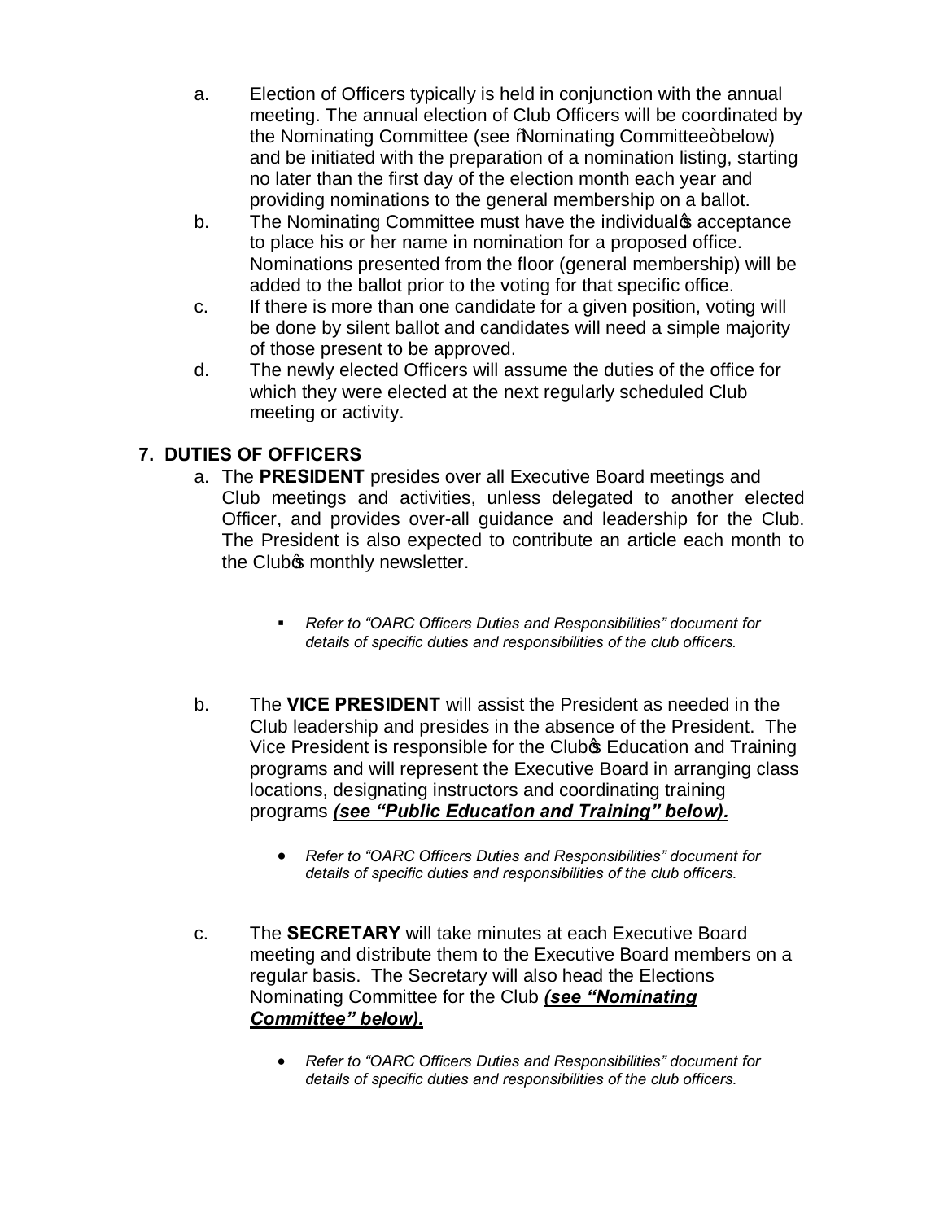a. Election of Officers typically is held in conjunction with the annual meeting. The annual election of Club Officers will be coordinated by the Nominating Committee (see "Nominating Committee" below) and be initiated with the preparation of a nomination listing, starting no later than the first day of the election month each year and providing nominations to the general membership on a ballot.

b. The Nominating Committee must have the individual's acceptance to place his or her name in nomination for a proposed office. Nominations presented from the floor (general membership) will be added to the ballot prior to the voting for that specific office.

c. If there is more than one candidate for a given position, voting will be done by silent ballot and candidates will need a simple majority of those present to be approved.

d. The newly elected Officers will assume the duties of the office for which they were elected at the next regularly scheduled Club meeting or activity.

## 7. DUTIES OF OFFICERS

a. The **PRESIDENT** presides over all Executive Board meetings and Club meetings and activities, unless delegated to another elected Officer, and provides over-all guidance and leadership for the Club. The President is also expected to contribute an article each month to the Club's monthly newsletter.

- *Refer to "OARC Officers Duties and Responsibilities" document for details of specific duties and responsibilities of the club officers.*

b. The **VICE PRESIDENT** will assist the President as needed in the Club leadership and presides in the absence of the President. The Vice President is responsible for the Club's Education and Training programs and will represent the Executive Board in arranging class locations, designating instructors and coordinating training programs ***(see "Public Education and Training" below).***

- *Refer to "OARC Officers Duties and Responsibilities" document for details of specific duties and responsibilities of the club officers.*

c. The **SECRETARY** will take minutes at each Executive Board meeting and distribute them to the Executive Board members on a regular basis. The Secretary will also head the Elections Nominating Committee for the Club ***(see "Nominating Committee" below).***

- *Refer to "OARC Officers Duties and Responsibilities" document for details of specific duties and responsibilities of the club officers.*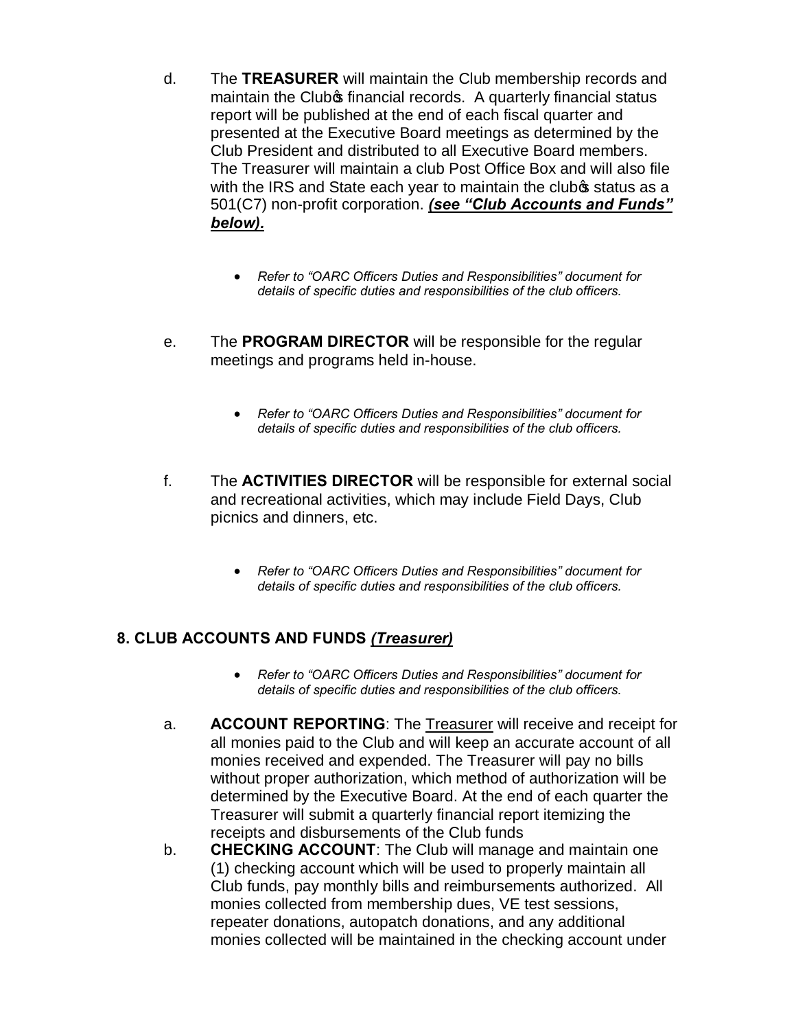d. The **TREASURER** will maintain the Club membership records and maintain the Club's financial records. A quarterly financial status report will be published at the end of each fiscal quarter and presented at the Executive Board meetings as determined by the Club President and distributed to all Executive Board members. The Treasurer will maintain a club Post Office Box and will also file with the IRS and State each year to maintain the club's status as a 501(C7) non-profit corporation. ***(see "Club Accounts and Funds" below).***

- *Refer to "OARC Officers Duties and Responsibilities" document for details of specific duties and responsibilities of the club officers.*

e. The **PROGRAM DIRECTOR** will be responsible for the regular meetings and programs held in-house.

- *Refer to "OARC Officers Duties and Responsibilities" document for details of specific duties and responsibilities of the club officers.*

f. The **ACTIVITIES DIRECTOR** will be responsible for external social and recreational activities, which may include Field Days, Club picnics and dinners, etc.

- *Refer to "OARC Officers Duties and Responsibilities" document for details of specific duties and responsibilities of the club officers.*

### 8. CLUB ACCOUNTS AND FUNDS *(Treasurer)*

- *Refer to "OARC Officers Duties and Responsibilities" document for details of specific duties and responsibilities of the club officers.*

a. **ACCOUNT REPORTING**: The Treasurer will receive and receipt for all monies paid to the Club and will keep an accurate account of all monies received and expended. The Treasurer will pay no bills without proper authorization, which method of authorization will be determined by the Executive Board. At the end of each quarter the Treasurer will submit a quarterly financial report itemizing the receipts and disbursements of the Club funds

b. **CHECKING ACCOUNT**: The Club will manage and maintain one (1) checking account which will be used to properly maintain all Club funds, pay monthly bills and reimbursements authorized. All monies collected from membership dues, VE test sessions, repeater donations, autopatch donations, and any additional monies collected will be maintained in the checking account under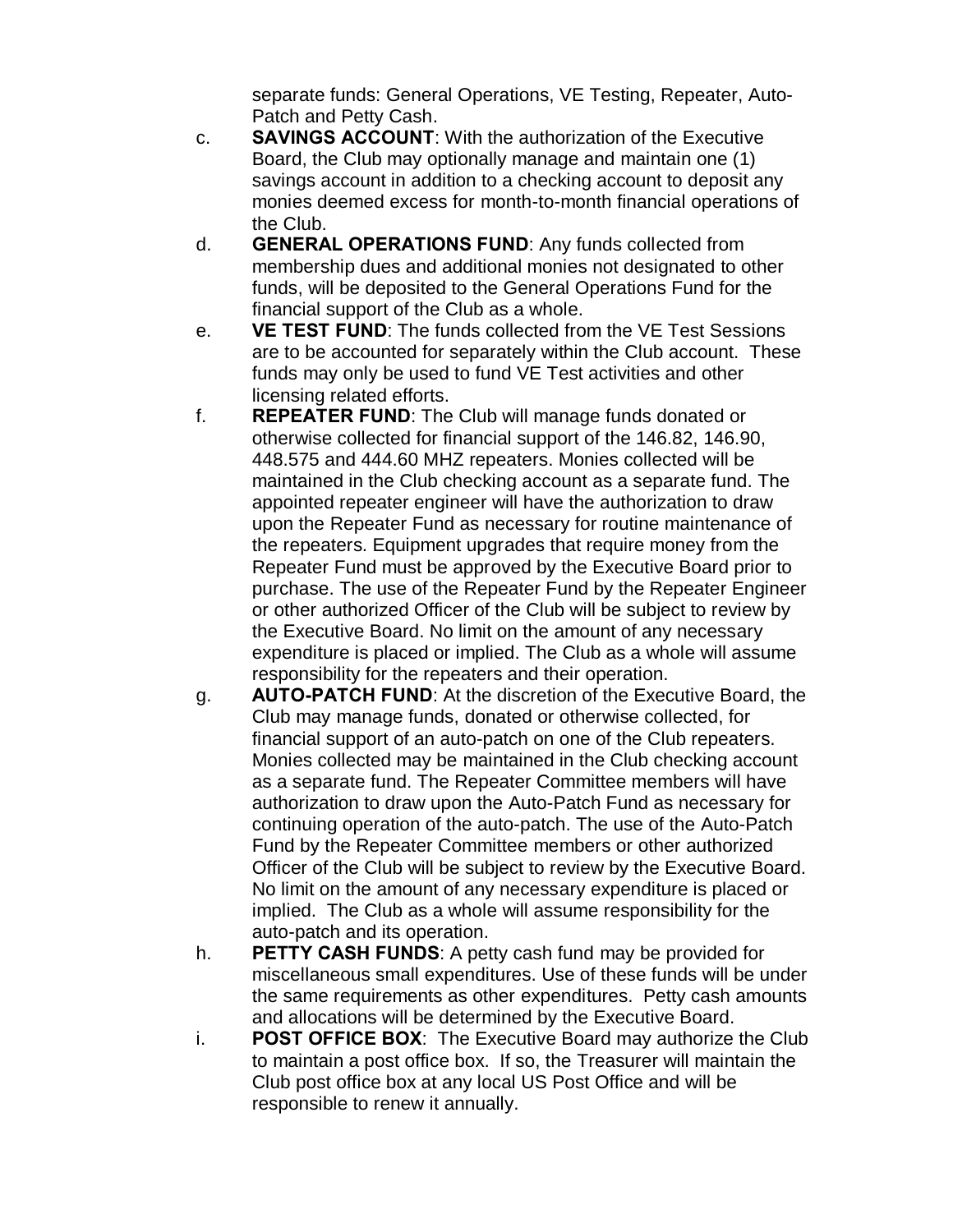separate funds: General Operations, VE Testing, Repeater, Auto-Patch and Petty Cash.

c. **SAVINGS ACCOUNT**: With the authorization of the Executive Board, the Club may optionally manage and maintain one (1) savings account in addition to a checking account to deposit any monies deemed excess for month-to-month financial operations of the Club.

d. **GENERAL OPERATIONS FUND**: Any funds collected from membership dues and additional monies not designated to other funds, will be deposited to the General Operations Fund for the financial support of the Club as a whole.

e. **VE TEST FUND**: The funds collected from the VE Test Sessions are to be accounted for separately within the Club account. These funds may only be used to fund VE Test activities and other licensing related efforts.

f. **REPEATER FUND**: The Club will manage funds donated or otherwise collected for financial support of the 146.82, 146.90, 448.575 and 444.60 MHZ repeaters. Monies collected will be maintained in the Club checking account as a separate fund. The appointed repeater engineer will have the authorization to draw upon the Repeater Fund as necessary for routine maintenance of the repeaters. Equipment upgrades that require money from the Repeater Fund must be approved by the Executive Board prior to purchase. The use of the Repeater Fund by the Repeater Engineer or other authorized Officer of the Club will be subject to review by the Executive Board. No limit on the amount of any necessary expenditure is placed or implied. The Club as a whole will assume responsibility for the repeaters and their operation.

g. **AUTO-PATCH FUND**: At the discretion of the Executive Board, the Club may manage funds, donated or otherwise collected, for financial support of an auto-patch on one of the Club repeaters. Monies collected may be maintained in the Club checking account as a separate fund. The Repeater Committee members will have authorization to draw upon the Auto-Patch Fund as necessary for continuing operation of the auto-patch. The use of the Auto-Patch Fund by the Repeater Committee members or other authorized Officer of the Club will be subject to review by the Executive Board. No limit on the amount of any necessary expenditure is placed or implied. The Club as a whole will assume responsibility for the auto-patch and its operation.

h. **PETTY CASH FUNDS**: A petty cash fund may be provided for miscellaneous small expenditures. Use of these funds will be under the same requirements as other expenditures. Petty cash amounts and allocations will be determined by the Executive Board.

i. **POST OFFICE BOX**: The Executive Board may authorize the Club to maintain a post office box. If so, the Treasurer will maintain the Club post office box at any local US Post Office and will be responsible to renew it annually.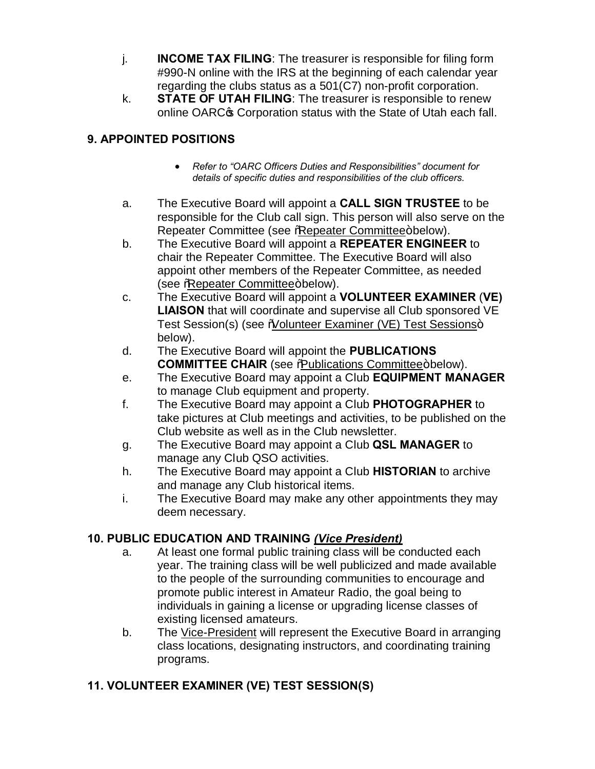j. **INCOME TAX FILING**: The treasurer is responsible for filing form #990-N online with the IRS at the beginning of each calendar year regarding the clubs status as a 501(C7) non-profit corporation.

k. **STATE OF UTAH FILING**: The treasurer is responsible to renew online OARC's Corporation status with the State of Utah each fall.

## 9. APPOINTED POSITIONS

- *Refer to "OARC Officers Duties and Responsibilities" document for details of specific duties and responsibilities of the club officers.*

a. The Executive Board will appoint a **CALL SIGN TRUSTEE** to be responsible for the Club call sign. This person will also serve on the Repeater Committee (see "Repeater Committee" below).

b. The Executive Board will appoint a **REPEATER ENGINEER** to chair the Repeater Committee. The Executive Board will also appoint other members of the Repeater Committee, as needed (see "Repeater Committee" below).

c. The Executive Board will appoint a **VOLUNTEER EXAMINER (VE) LIAISON** that will coordinate and supervise all Club sponsored VE Test Session(s) (see "Volunteer Examiner (VE) Test Sessions" below).

d. The Executive Board will appoint the **PUBLICATIONS COMMITTEE CHAIR** (see "Publications Committee" below).

e. The Executive Board may appoint a Club **EQUIPMENT MANAGER** to manage Club equipment and property.

f. The Executive Board may appoint a Club **PHOTOGRAPHER** to take pictures at Club meetings and activities, to be published on the Club website as well as in the Club newsletter.

g. The Executive Board may appoint a Club **QSL MANAGER** to manage any Club QSO activities.

h. The Executive Board may appoint a Club **HISTORIAN** to archive and manage any Club historical items.

i. The Executive Board may make any other appointments they may deem necessary.

## 10. PUBLIC EDUCATION AND TRAINING *(Vice President)*

a. At least one formal public training class will be conducted each year. The training class will be well publicized and made available to the people of the surrounding communities to encourage and promote public interest in Amateur Radio, the goal being to individuals in gaining a license or upgrading license classes of existing licensed amateurs.

b. The Vice-President will represent the Executive Board in arranging class locations, designating instructors, and coordinating training programs.

## 11. VOLUNTEER EXAMINER (VE) TEST SESSION(S)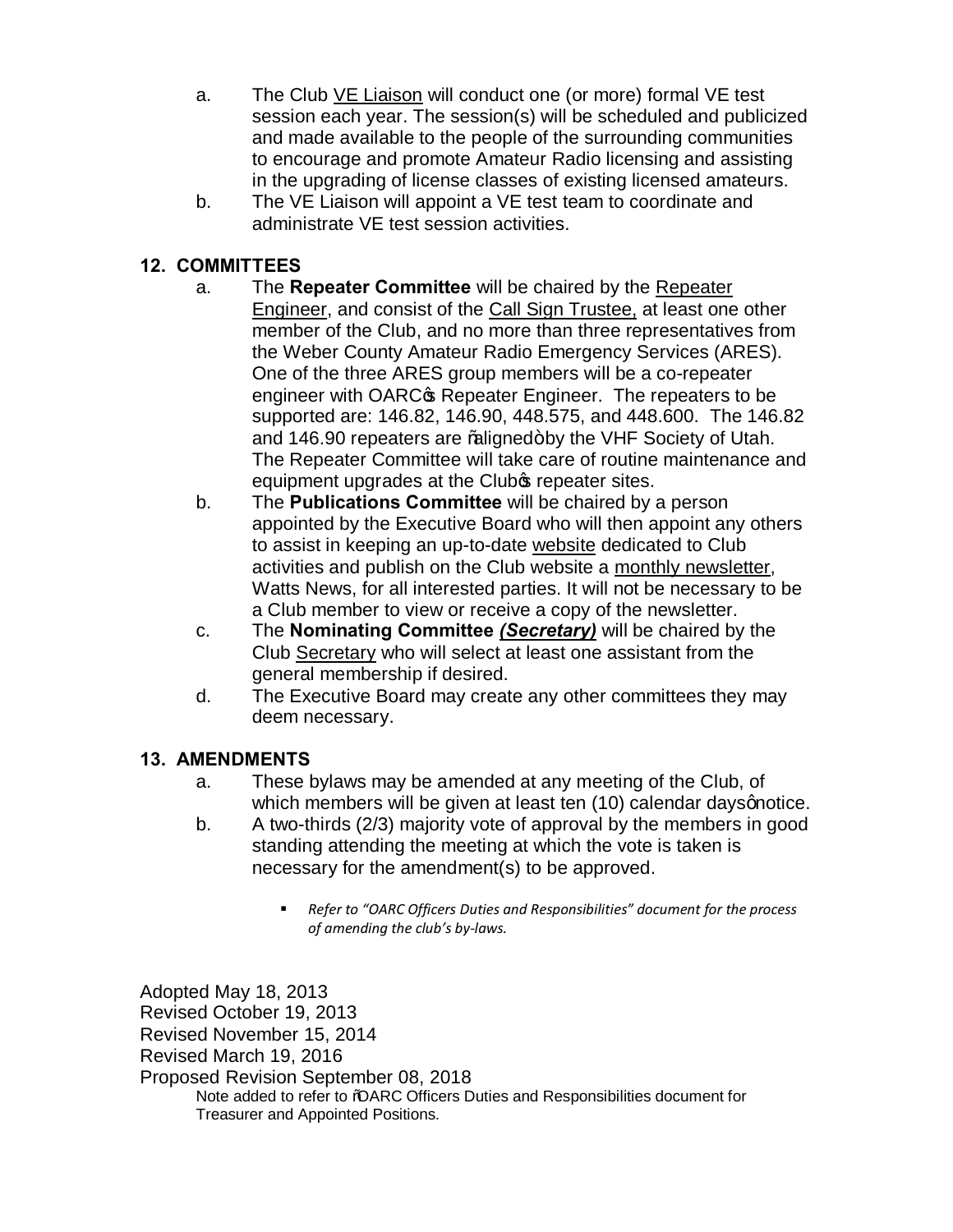a. The Club VE Liaison will conduct one (or more) formal VE test session each year. The session(s) will be scheduled and publicized and made available to the people of the surrounding communities to encourage and promote Amateur Radio licensing and assisting in the upgrading of license classes of existing licensed amateurs.

b. The VE Liaison will appoint a VE test team to coordinate and administrate VE test session activities.

## 12. COMMITTEES

a. The **Repeater Committee** will be chaired by the Repeater Engineer, and consist of the Call Sign Trustee, at least one other member of the Club, and no more than three representatives from the Weber County Amateur Radio Emergency Services (ARES). One of the three ARES group members will be a co-repeater engineer with OARC's Repeater Engineer. The repeaters to be supported are: 146.82, 146.90, 448.575, and 448.600. The 146.82 and 146.90 repeaters are "aligned" by the VHF Society of Utah. The Repeater Committee will take care of routine maintenance and equipment upgrades at the Club's repeater sites.

b. The **Publications Committee** will be chaired by a person appointed by the Executive Board who will then appoint any others to assist in keeping an up-to-date website dedicated to Club activities and publish on the Club website a monthly newsletter, Watts News, for all interested parties. It will not be necessary to be a Club member to view or receive a copy of the newsletter.

c. The **Nominating Committee** ***(Secretary)*** will be chaired by the Club Secretary who will select at least one assistant from the general membership if desired.

d. The Executive Board may create any other committees they may deem necessary.

## 13. AMENDMENTS

a. These bylaws may be amended at any meeting of the Club, of which members will be given at least ten (10) calendar days' notice.

b. A two-thirds (2/3) majority vote of approval by the members in good standing attending the meeting at which the vote is taken is necessary for the amendment(s) to be approved.

- *Refer to "OARC Officers Duties and Responsibilities" document for the process of amending the club's by-laws.*

Adopted May 18, 2013
Revised October 19, 2013
Revised November 15, 2014
Revised March 19, 2016
Proposed Revision September 08, 2018
Note added to refer to "OARC Officers Duties and Responsibilities document for Treasurer and Appointed Positions.